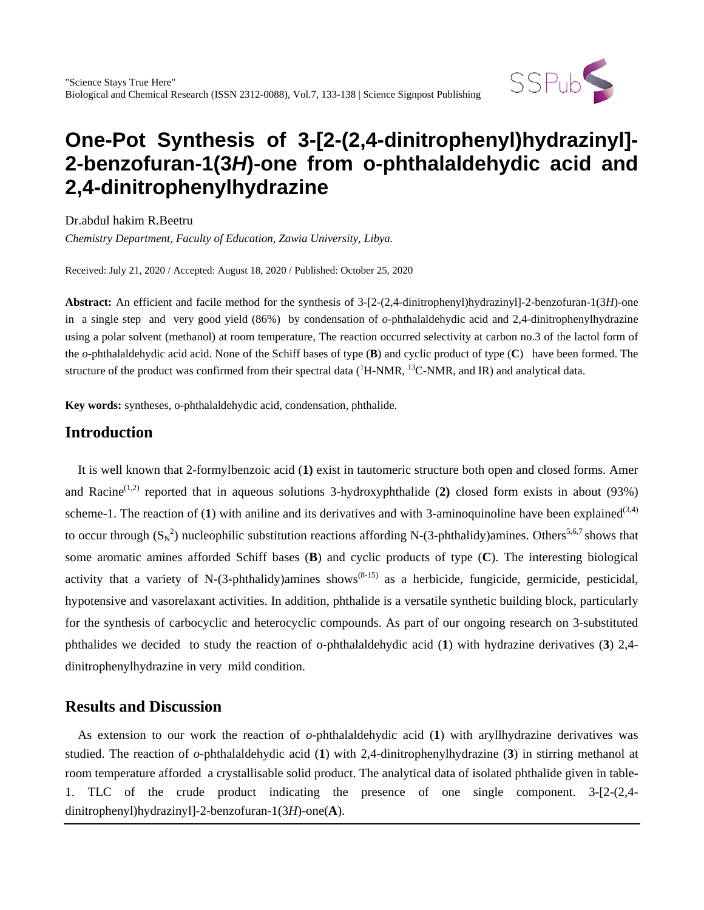# One-Pot Synthesis of 3-[2-(2,4-dinitrophenyl)hydrazinyl]-2-benzofuran-1(3*H*)-one from o-phthalaldehydic acid and 2,4-dinitrophenylhydrazine

Dr.abdul hakim R.Beetru

*Chemistry Department, Faculty of Education, Zawia University, Libya.*

Received: July 21, 2020 / Accepted: August 18, 2020 / Published: October 25, 2020

**Abstract:** An efficient and facile method for the synthesis of 3-[2-(2,4-dinitrophenyl)hydrazinyl]-2-benzofuran-1(3*H*)-one in a single step and very good yield (86%) by condensation of *o*-phthalaldehydic acid and 2,4-dinitrophenylhydrazine using a polar solvent (methanol) at room temperature, The reaction occurred selectivity at carbon no.3 of the lactol form of the *o*-phthalaldehydic acid acid. None of the Schiff bases of type (**B**) and cyclic product of type (**C**) have been formed. The structure of the product was confirmed from their spectral data ($^{1}$H-NMR, $^{13}$C-NMR, and IR) and analytical data.

**Key words:** syntheses, o-phthalaldehydic acid, condensation, phthalide.

## Introduction

It is well known that 2-formylbenzoic acid (**1)** exist in tautomeric structure both open and closed forms. Amer and Racine[1,2] reported that in aqueous solutions 3-hydroxyphthalide (**2)** closed form exists in about (93%) scheme-1. The reaction of (**1**) with aniline and its derivatives and with 3-aminoquinoline have been explained[3,4] to occur through ($S_N^2$) nucleophilic substitution reactions affording N-(3-phthalidy)amines. Others[5,6,7] shows that some aromatic amines afforded Schiff bases (**B**) and cyclic products of type (**C**). The interesting biological activity that a variety of N-(3-phthalidy)amines shows[8-15] as a herbicide, fungicide, germicide, pesticidal, hypotensive and vasorelaxant activities. In addition, phthalide is a versatile synthetic building block, particularly for the synthesis of carbocyclic and heterocyclic compounds. As part of our ongoing research on 3-substituted phthalides we decided to study the reaction of o-phthalaldehydic acid (**1**) with hydrazine derivatives (**3**) 2,4-dinitrophenylhydrazine in very mild condition.

## Results and Discussion

As extension to our work the reaction of *o*-phthalaldehydic acid (**1**) with aryllhydrazine derivatives was studied. The reaction of *o*-phthalaldehydic acid (**1**) with 2,4-dinitrophenylhydrazine (**3**) in stirring methanol at room temperature afforded a crystallisable solid product. The analytical data of isolated phthalide given in table-1. TLC of the crude product indicating the presence of one single component. 3-[2-(2,4-dinitrophenyl)hydrazinyl]-2-benzofuran-1(3*H*)-one(**A**).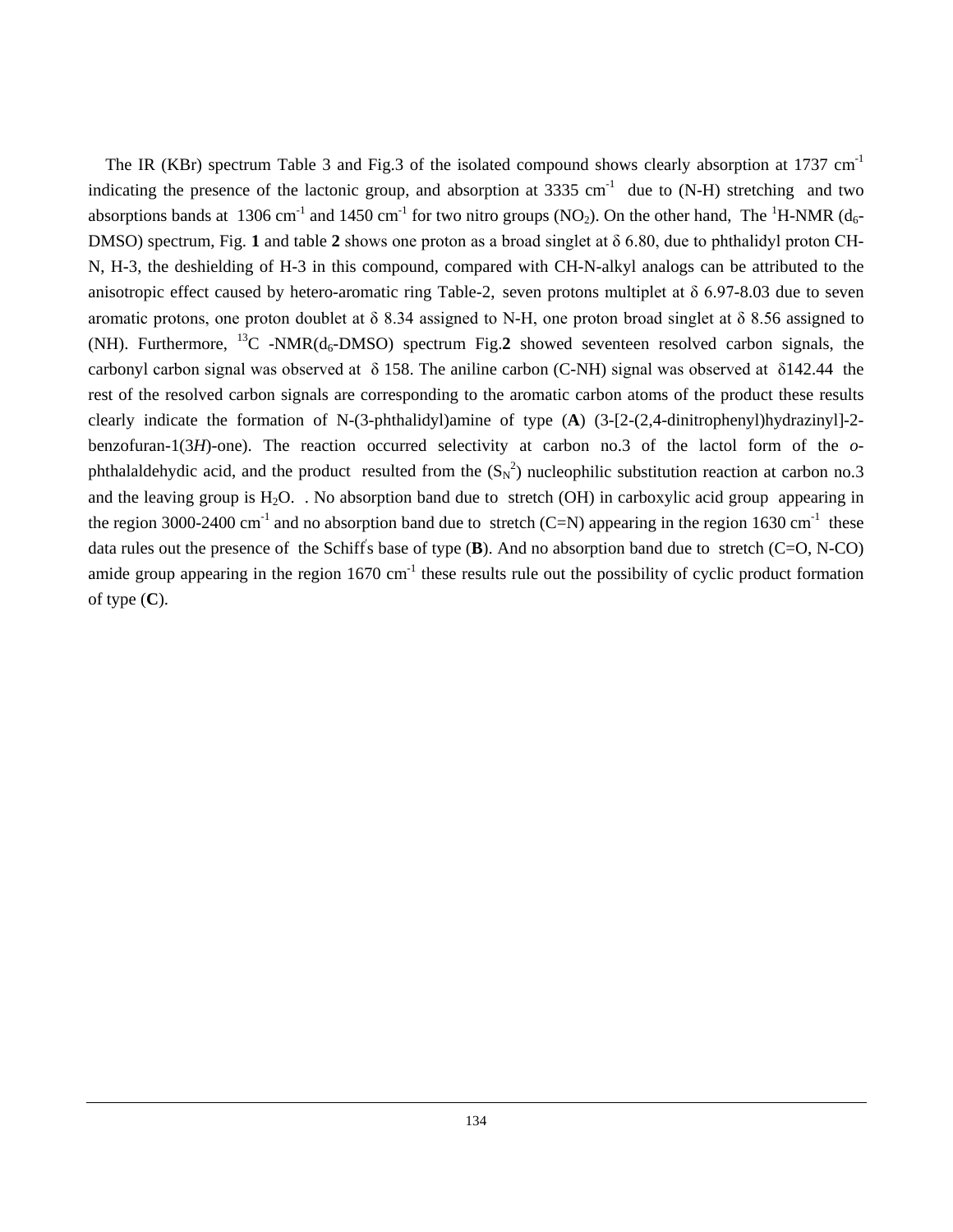The IR (KBr) spectrum Table 3 and Fig.3 of the isolated compound shows clearly absorption at 1737 $cm^{-1}$ indicating the presence of the lactonic group, and absorption at 3335 $cm^{-1}$ due to (N-H) stretching and two absorptions bands at 1306 $cm^{-1}$ and 1450 $cm^{-1}$ for two nitro groups ($NO_2$). On the other hand, The $^{1}H$-NMR ($d_6$-DMSO) spectrum, Fig. **1** and table **2** shows one proton as a broad singlet at δ 6.80, due to phthalidyl proton CH-N, H-3, the deshielding of H-3 in this compound, compared with CH-N-alkyl analogs can be attributed to the anisotropic effect caused by hetero-aromatic ring Table-2, seven protons multiplet at δ 6.97-8.03 due to seven aromatic protons, one proton doublet at δ 8.34 assigned to N-H, one proton broad singlet at δ 8.56 assigned to (NH). Furthermore, $^{13}C$ -NMR($d_6$-DMSO) spectrum Fig.**2** showed seventeen resolved carbon signals, the carbonyl carbon signal was observed at δ 158. The aniline carbon (C-NH) signal was observed at δ142.44 the rest of the resolved carbon signals are corresponding to the aromatic carbon atoms of the product these results clearly indicate the formation of N-(3-phthalidyl)amine of type (**A**) (3-[2-(2,4-dinitrophenyl)hydrazinyl]-2-benzofuran-1(3*H*)-one). The reaction occurred selectivity at carbon no.3 of the lactol form of the *o*-phthalaldehydic acid, and the product resulted from the ($S_N^2$) nucleophilic substitution reaction at carbon no.3 and the leaving group is $H_2O$. . No absorption band due to stretch (OH) in carboxylic acid group appearing in the region 3000-2400 $cm^{-1}$ and no absorption band due to stretch (C=N) appearing in the region 1630 $cm^{-1}$ these data rules out the presence of the Schiff's base of type (**B**). And no absorption band due to stretch (C=O, N-CO) amide group appearing in the region 1670 $cm^{-1}$ these results rule out the possibility of cyclic product formation of type (**C**).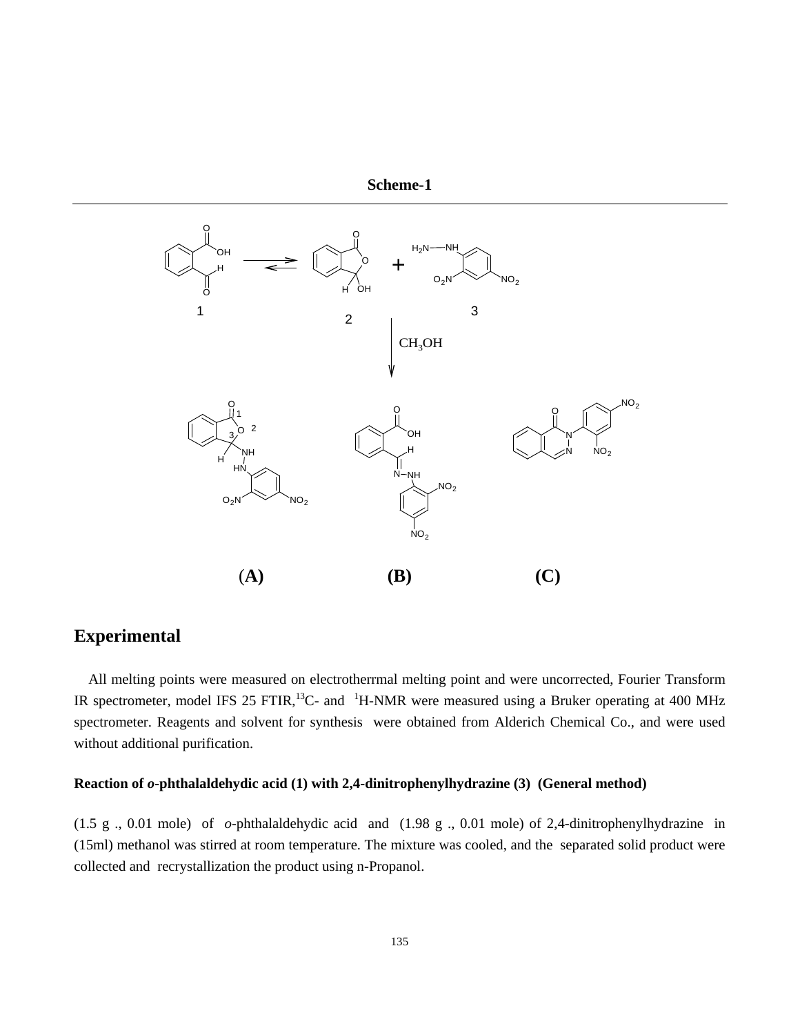**Scheme-1**

**(A)** **(B)** **(C)**

## Experimental

All melting points were measured on electrotherrmal melting point and were uncorrected, Fourier Transform IR spectrometer, model IFS 25 FTIR,$^{13}$C- and $^{1}$H-NMR were measured using a Bruker operating at 400 MHz spectrometer. Reagents and solvent for synthesis were obtained from Alderich Chemical Co., and were used without additional purification.

**Reaction of *o*-phthalaldehydic acid (1) with 2,4-dinitrophenylhydrazine (3) (General method)**

(1.5 g ., 0.01 mole) of *o*-phthalaldehydic acid and (1.98 g ., 0.01 mole) of 2,4-dinitrophenylhydrazine in (15ml) methanol was stirred at room temperature. The mixture was cooled, and the separated solid product were collected and recrystallization the product using n-Propanol.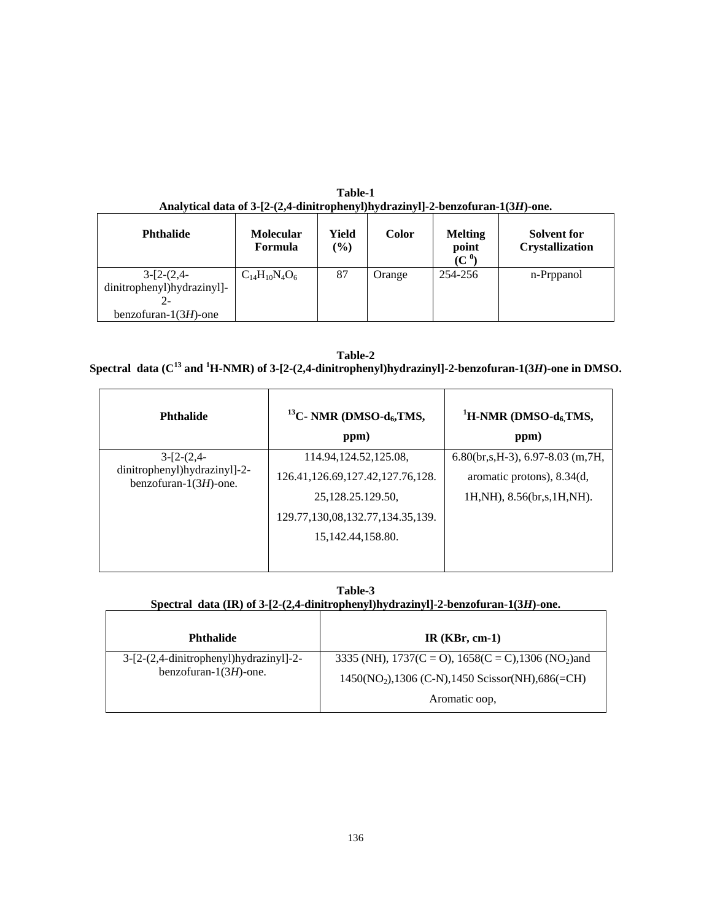**Table-1**
**Analytical data of 3-[2-(2,4-dinitrophenyl)hydrazinyl]-2-benzofuran-1(3*H*)-one.**

| Phthalide | Molecular Formula | Yield (%) | Color | Melting point ($C^0$) | Solvent for Crystallization |
|---|---|---|---|---|---|
| 3-[2-(2,4-dinitrophenyl)hydrazinyl]-2-benzofuran-1(3*H*)-one | $C_{14}H_{10}N_4O_6$ | 87 | Orange | 254-256 | n-Prppanol |

**Table-2**
**Spectral data ($C^{13}$ and $^1$H-NMR) of 3-[2-(2,4-dinitrophenyl)hydrazinyl]-2-benzofuran-1(3*H*)-one in DMSO.**

| Phthalide | $^{13}$C- NMR (DMSO-$d_6$,TMS, ppm) | $^1$H-NMR (DMSO-$d_6$,TMS, ppm) |
|---|---|---|
| 3-[2-(2,4-dinitrophenyl)hydrazinyl]-2-benzofuran-1(3*H*)-one. | 114.94,124.52,125.08, 126.41,126.69,127.42,127.76,128. 25,128.25.129.50, 129.77,130,08,132.77,134.35,139. 15,142.44,158.80. | 6.80(br,s,H-3), 6.97-8.03 (m,7H, aromatic protons), 8.34(d, 1H,NH), 8.56(br,s,1H,NH). |

**Table-3**
**Spectral data (IR) of 3-[2-(2,4-dinitrophenyl)hydrazinyl]-2-benzofuran-1(3*H*)-one.**

| Phthalide | IR (KBr, cm-1) |
|---|---|
| 3-[2-(2,4-dinitrophenyl)hydrazinyl]-2-benzofuran-1(3*H*)-one. | 3335 (NH), 1737(C = O), 1658(C = C),1306 ($NO_2$)and 1450($NO_2$),1306 (C-N),1450 Scissor(NH),686(=CH) Aromatic oop, |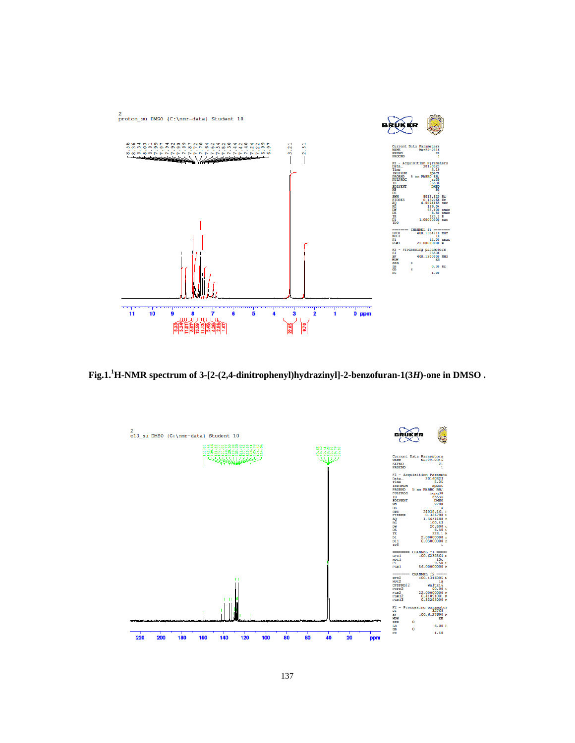**Fig.1.[1]H-NMR spectrum of 3-[2-(2,4-dinitrophenyl)hydrazinyl]-2-benzofuran-1(3*H*)-one in DMSO .**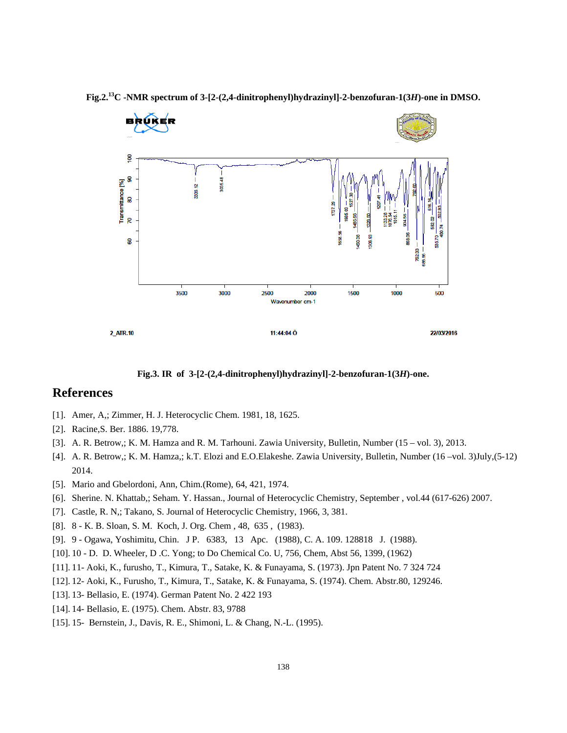**Fig.2.$^{13}$C -NMR spectrum of 3-[2-(2,4-dinitrophenyl)hydrazinyl]-2-benzofuran-1(3*H*)-one in DMSO.**

BRUKER

Transmittance [%]

100
90
80
70
60

3335.12
3035.48
1737.29
1658.56
1585.03
1527.30
1485.58
1450.36
1328.50
1305.93
1207.41
1133.26
1076.54
1015.11
904.56
868.06
792.60
762.33
686.56
616.16
582.02
535.70
502.93
480.74

3500 3000 2500 2000 1500 1000 500

Wavenumber cm-1

2_ATR.10 11:44:04 Ö 22/03/2016

**Fig.3. IR of 3-[2-(2,4-dinitrophenyl)hydrazinyl]-2-benzofuran-1(3*H*)-one.**

## References

[1]. Amer, A,; Zimmer, H. J. Heterocyclic Chem. 1981, 18, 1625.

[2]. Racine,S. Ber. 1886. 19,778.

[3]. A. R. Betrow,; K. M. Hamza and R. M. Tarhouni. Zawia University, Bulletin, Number (15 – vol. 3), 2013.

[4]. A. R. Betrow,; K. M. Hamza,; k.T. Elozi and E.O.Elakeshe. Zawia University, Bulletin, Number (16 –vol. 3)July,(5-12) 2014.

[5]. Mario and Gbelordoni, Ann, Chim.(Rome), 64, 421, 1974.

[6]. Sherine. N. Khattab,; Seham. Y. Hassan., Journal of Heterocyclic Chemistry, September , vol.44 (617-626) 2007.

[7]. Castle, R. N,; Takano, S. Journal of Heterocyclic Chemistry, 1966, 3, 381.

[8]. 8 - K. B. Sloan, S. M. Koch, J. Org. Chem , 48, 635 , (1983).

[9]. 9 - Ogawa, Yoshimitu, Chin. J P. 6383, 13 Apc. (1988), C. A. 109. 128818 J. (1988).

[10]. 10 - D. D. Wheeler, D .C. Yong; to Do Chemical Co. U, 756, Chem, Abst 56, 1399, (1962)

[11]. 11- Aoki, K., furusho, T., Kimura, T., Satake, K. & Funayama, S. (1973). Jpn Patent No. 7 324 724

[12]. 12- Aoki, K., Furusho, T., Kimura, T., Satake, K. & Funayama, S. (1974). Chem. Abstr.80, 129246.

[13]. 13- Bellasio, E. (1974). German Patent No. 2 422 193

[14]. 14- Bellasio, E. (1975). Chem. Abstr. 83, 9788

[15]. 15- Bernstein, J., Davis, R. E., Shimoni, L. & Chang, N.-L. (1995).